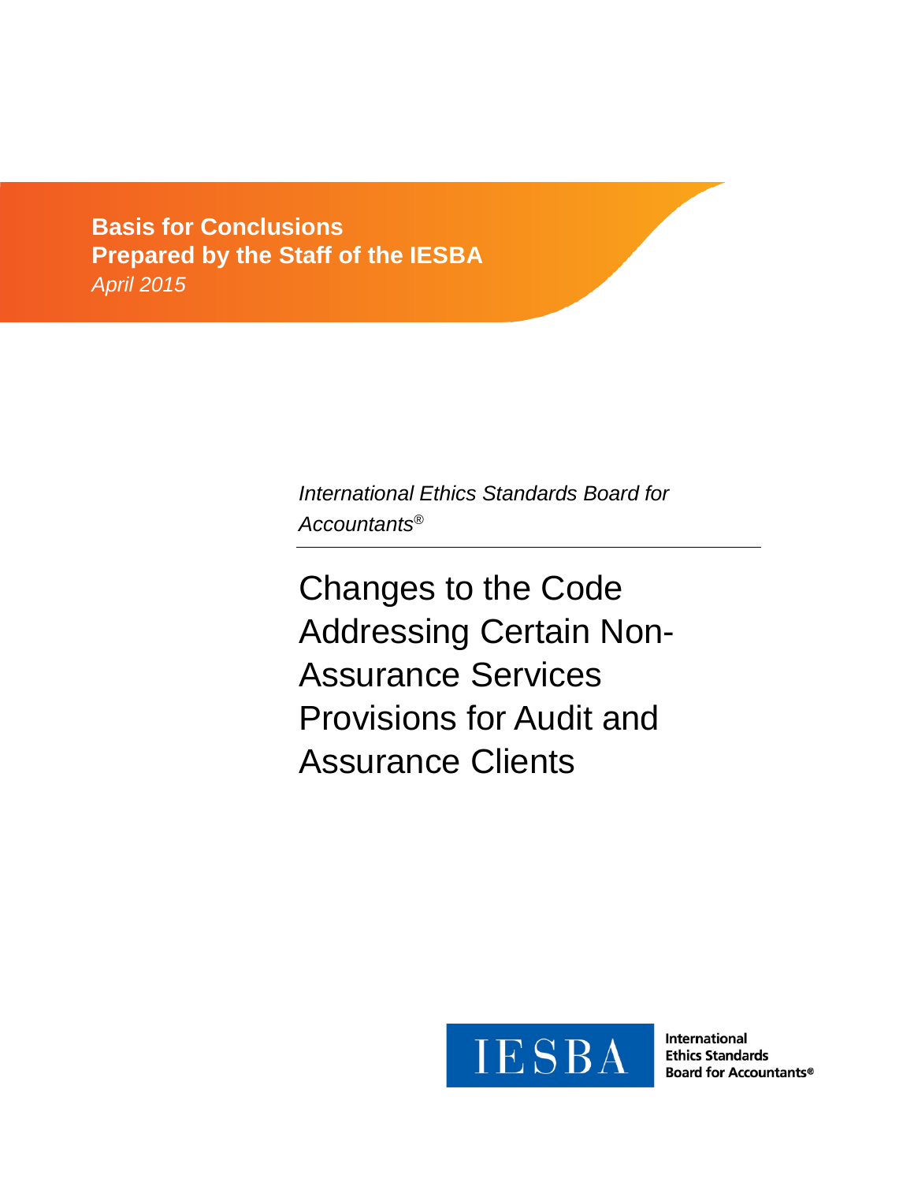**Basis for Conclusions**
**Prepared by the Staff of the IESBA**
*April 2015*

*International Ethics Standards Board for Accountants®*

# Changes to the Code Addressing Certain Non-Assurance Services Provisions for Audit and Assurance Clients

IESBA

International Ethics Standards Board for Accountants®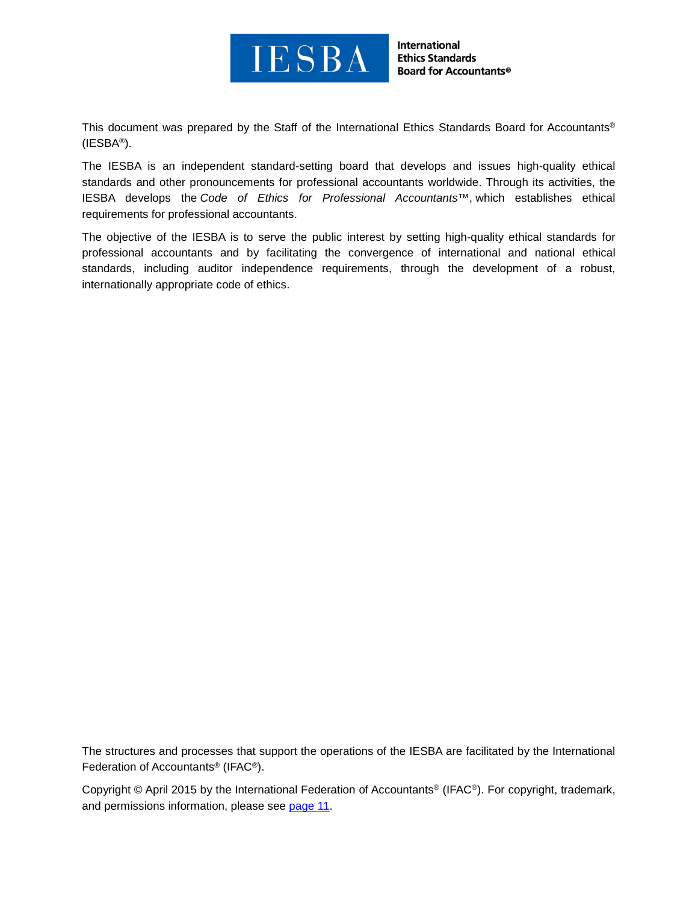This document was prepared by the Staff of the International Ethics Standards Board for Accountants® (IESBA®).

The IESBA is an independent standard-setting board that develops and issues high-quality ethical standards and other pronouncements for professional accountants worldwide. Through its activities, the IESBA develops the *Code of Ethics for Professional Accountants*™, which establishes ethical requirements for professional accountants.

The objective of the IESBA is to serve the public interest by setting high-quality ethical standards for professional accountants and by facilitating the convergence of international and national ethical standards, including auditor independence requirements, through the development of a robust, internationally appropriate code of ethics.

The structures and processes that support the operations of the IESBA are facilitated by the International Federation of Accountants® (IFAC®).

Copyright © April 2015 by the International Federation of Accountants® (IFAC®). For copyright, trademark, and permissions information, please see page 11.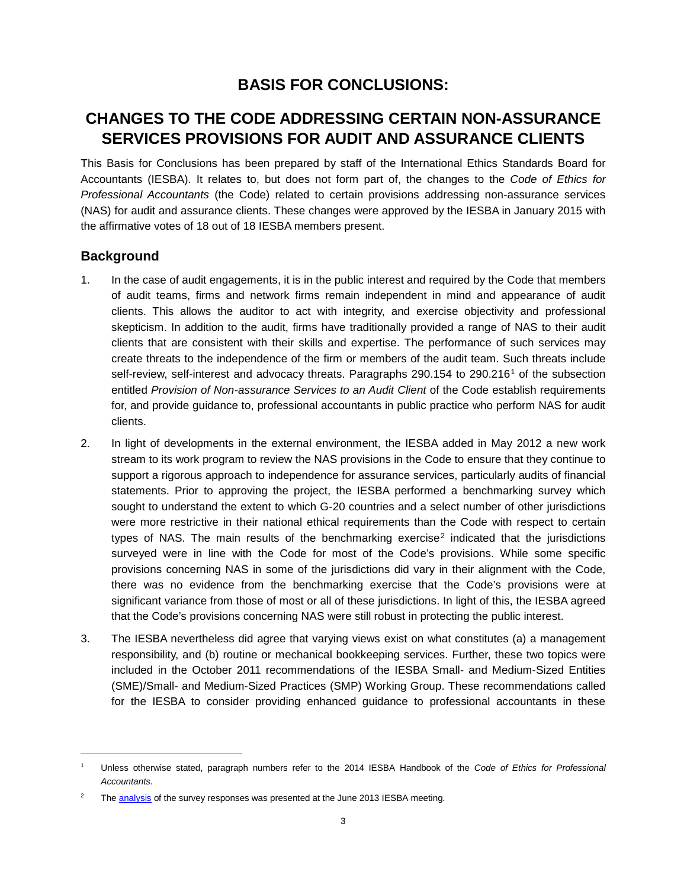# BASIS FOR CONCLUSIONS:

# CHANGES TO THE CODE ADDRESSING CERTAIN NON-ASSURANCE SERVICES PROVISIONS FOR AUDIT AND ASSURANCE CLIENTS

This Basis for Conclusions has been prepared by staff of the International Ethics Standards Board for Accountants (IESBA). It relates to, but does not form part of, the changes to the *Code of Ethics for Professional Accountants* (the Code) related to certain provisions addressing non-assurance services (NAS) for audit and assurance clients. These changes were approved by the IESBA in January 2015 with the affirmative votes of 18 out of 18 IESBA members present.

## Background

1. In the case of audit engagements, it is in the public interest and required by the Code that members of audit teams, firms and network firms remain independent in mind and appearance of audit clients. This allows the auditor to act with integrity, and exercise objectivity and professional skepticism. In addition to the audit, firms have traditionally provided a range of NAS to their audit clients that are consistent with their skills and expertise. The performance of such services may create threats to the independence of the firm or members of the audit team. Such threats include self-review, self-interest and advocacy threats. Paragraphs 290.154 to 290.216[1] of the subsection entitled *Provision of Non-assurance Services to an Audit Client* of the Code establish requirements for, and provide guidance to, professional accountants in public practice who perform NAS for audit clients.

2. In light of developments in the external environment, the IESBA added in May 2012 a new work stream to its work program to review the NAS provisions in the Code to ensure that they continue to support a rigorous approach to independence for assurance services, particularly audits of financial statements. Prior to approving the project, the IESBA performed a benchmarking survey which sought to understand the extent to which G-20 countries and a select number of other jurisdictions were more restrictive in their national ethical requirements than the Code with respect to certain types of NAS. The main results of the benchmarking exercise[2] indicated that the jurisdictions surveyed were in line with the Code for most of the Code's provisions. While some specific provisions concerning NAS in some of the jurisdictions did vary in their alignment with the Code, there was no evidence from the benchmarking exercise that the Code's provisions were at significant variance from those of most or all of these jurisdictions. In light of this, the IESBA agreed that the Code's provisions concerning NAS were still robust in protecting the public interest.

3. The IESBA nevertheless did agree that varying views exist on what constitutes (a) a management responsibility, and (b) routine or mechanical bookkeeping services. Further, these two topics were included in the October 2011 recommendations of the IESBA Small- and Medium-Sized Entities (SME)/Small- and Medium-Sized Practices (SMP) Working Group. These recommendations called for the IESBA to consider providing enhanced guidance to professional accountants in these

---

[1] Unless otherwise stated, paragraph numbers refer to the 2014 IESBA Handbook of the *Code of Ethics for Professional Accountants*.

[2] The analysis of the survey responses was presented at the June 2013 IESBA meeting.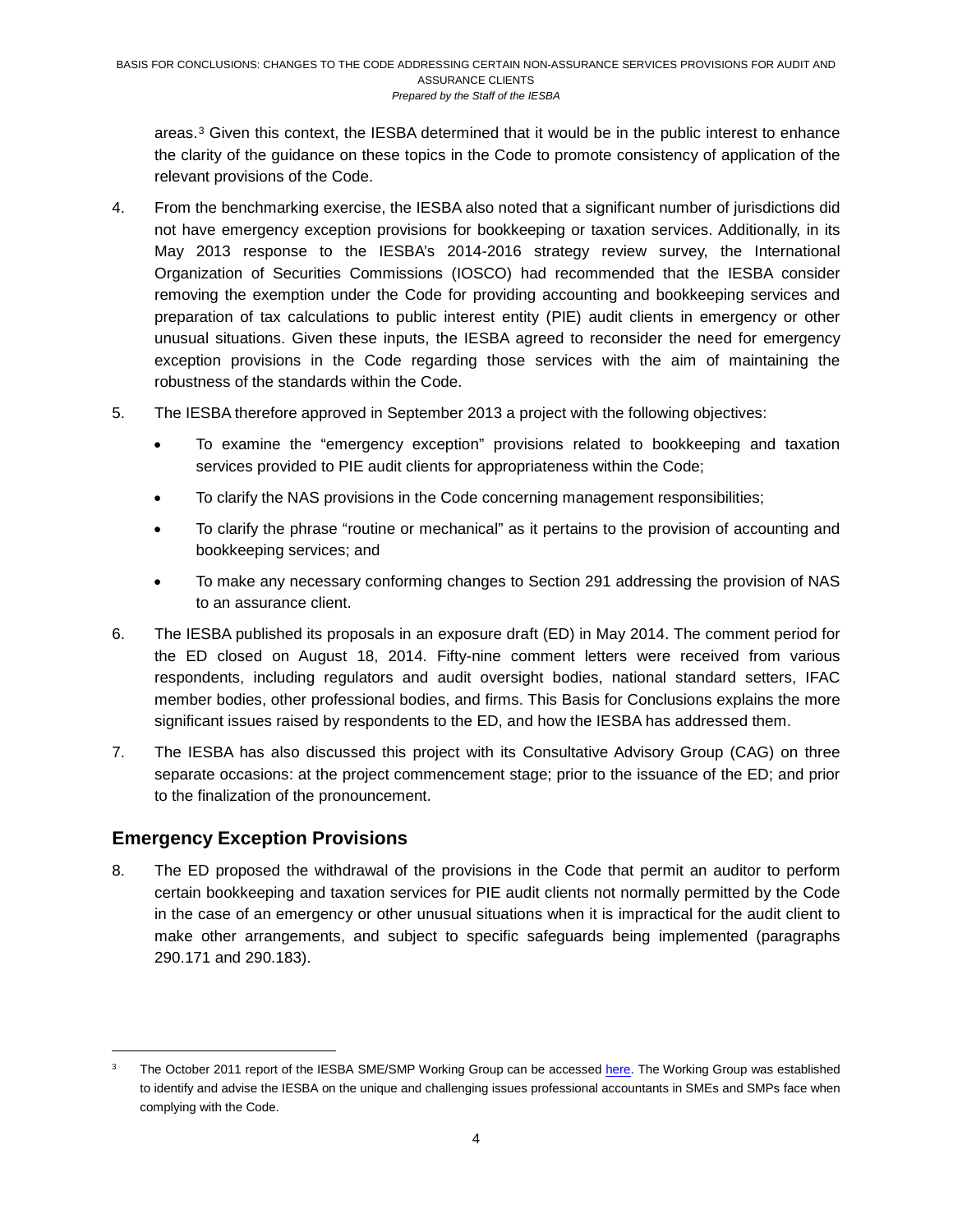areas.[3] Given this context, the IESBA determined that it would be in the public interest to enhance the clarity of the guidance on these topics in the Code to promote consistency of application of the relevant provisions of the Code.

4. From the benchmarking exercise, the IESBA also noted that a significant number of jurisdictions did not have emergency exception provisions for bookkeeping or taxation services. Additionally, in its May 2013 response to the IESBA's 2014-2016 strategy review survey, the International Organization of Securities Commissions (IOSCO) had recommended that the IESBA consider removing the exemption under the Code for providing accounting and bookkeeping services and preparation of tax calculations to public interest entity (PIE) audit clients in emergency or other unusual situations. Given these inputs, the IESBA agreed to reconsider the need for emergency exception provisions in the Code regarding those services with the aim of maintaining the robustness of the standards within the Code.

5. The IESBA therefore approved in September 2013 a project with the following objectives:

   - To examine the "emergency exception" provisions related to bookkeeping and taxation services provided to PIE audit clients for appropriateness within the Code;
   - To clarify the NAS provisions in the Code concerning management responsibilities;
   - To clarify the phrase "routine or mechanical" as it pertains to the provision of accounting and bookkeeping services; and
   - To make any necessary conforming changes to Section 291 addressing the provision of NAS to an assurance client.

6. The IESBA published its proposals in an exposure draft (ED) in May 2014. The comment period for the ED closed on August 18, 2014. Fifty-nine comment letters were received from various respondents, including regulators and audit oversight bodies, national standard setters, IFAC member bodies, other professional bodies, and firms. This Basis for Conclusions explains the more significant issues raised by respondents to the ED, and how the IESBA has addressed them.

7. The IESBA has also discussed this project with its Consultative Advisory Group (CAG) on three separate occasions: at the project commencement stage; prior to the issuance of the ED; and prior to the finalization of the pronouncement.

## Emergency Exception Provisions

8. The ED proposed the withdrawal of the provisions in the Code that permit an auditor to perform certain bookkeeping and taxation services for PIE audit clients not normally permitted by the Code in the case of an emergency or other unusual situations when it is impractical for the audit client to make other arrangements, and subject to specific safeguards being implemented (paragraphs 290.171 and 290.183).

---

[3] The October 2011 report of the IESBA SME/SMP Working Group can be accessed here. The Working Group was established to identify and advise the IESBA on the unique and challenging issues professional accountants in SMEs and SMPs face when complying with the Code.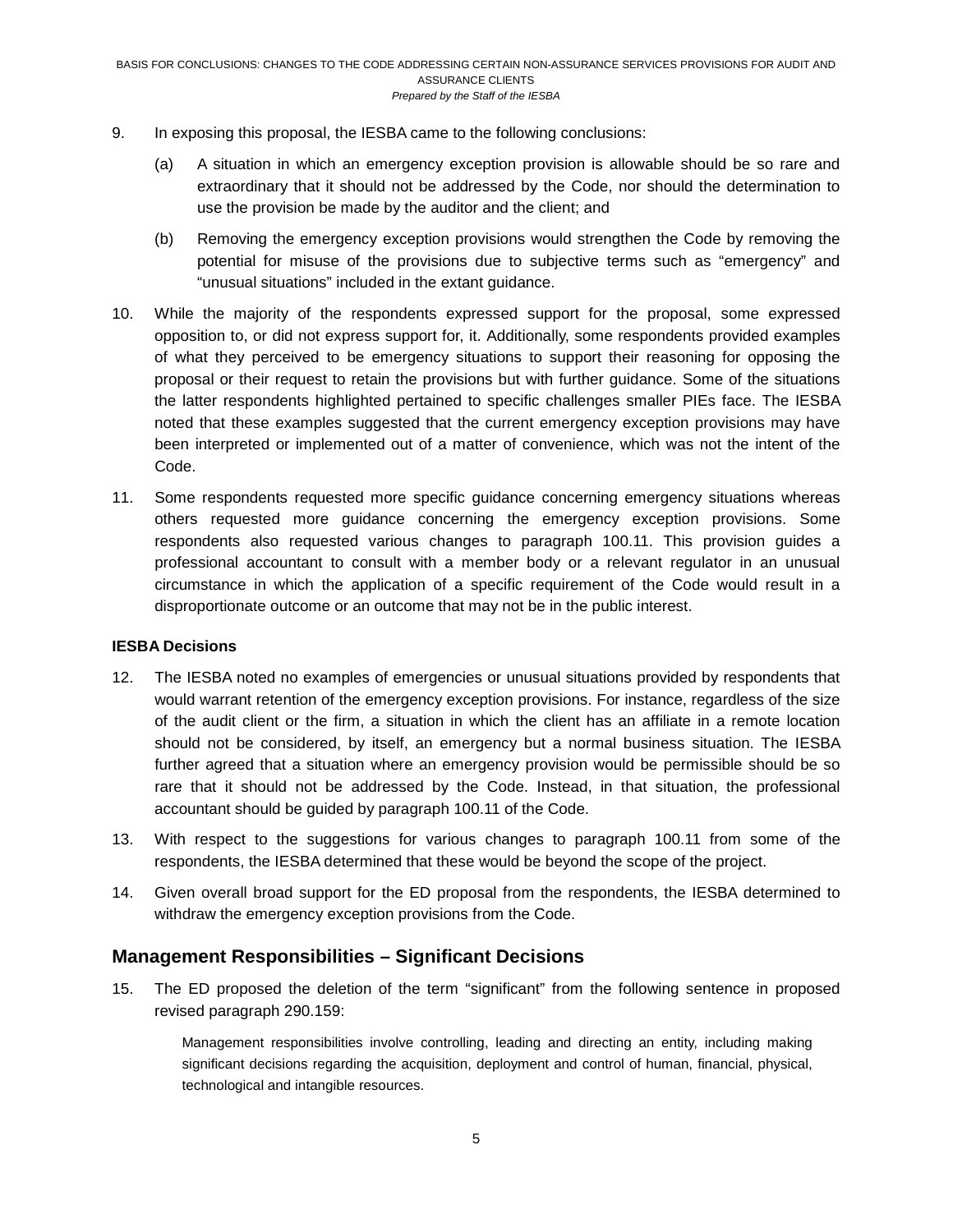9. In exposing this proposal, the IESBA came to the following conclusions:

   (a) A situation in which an emergency exception provision is allowable should be so rare and extraordinary that it should not be addressed by the Code, nor should the determination to use the provision be made by the auditor and the client; and

   (b) Removing the emergency exception provisions would strengthen the Code by removing the potential for misuse of the provisions due to subjective terms such as "emergency" and "unusual situations" included in the extant guidance.

10. While the majority of the respondents expressed support for the proposal, some expressed opposition to, or did not express support for, it. Additionally, some respondents provided examples of what they perceived to be emergency situations to support their reasoning for opposing the proposal or their request to retain the provisions but with further guidance. Some of the situations the latter respondents highlighted pertained to specific challenges smaller PIEs face. The IESBA noted that these examples suggested that the current emergency exception provisions may have been interpreted or implemented out of a matter of convenience, which was not the intent of the Code.

11. Some respondents requested more specific guidance concerning emergency situations whereas others requested more guidance concerning the emergency exception provisions. Some respondents also requested various changes to paragraph 100.11. This provision guides a professional accountant to consult with a member body or a relevant regulator in an unusual circumstance in which the application of a specific requirement of the Code would result in a disproportionate outcome or an outcome that may not be in the public interest.

**IESBA Decisions**

12. The IESBA noted no examples of emergencies or unusual situations provided by respondents that would warrant retention of the emergency exception provisions. For instance, regardless of the size of the audit client or the firm, a situation in which the client has an affiliate in a remote location should not be considered, by itself, an emergency but a normal business situation. The IESBA further agreed that a situation where an emergency provision would be permissible should be so rare that it should not be addressed by the Code. Instead, in that situation, the professional accountant should be guided by paragraph 100.11 of the Code.

13. With respect to the suggestions for various changes to paragraph 100.11 from some of the respondents, the IESBA determined that these would be beyond the scope of the project.

14. Given overall broad support for the ED proposal from the respondents, the IESBA determined to withdraw the emergency exception provisions from the Code.

## Management Responsibilities – Significant Decisions

15. The ED proposed the deletion of the term "significant" from the following sentence in proposed revised paragraph 290.159:

> Management responsibilities involve controlling, leading and directing an entity, including making significant decisions regarding the acquisition, deployment and control of human, financial, physical, technological and intangible resources.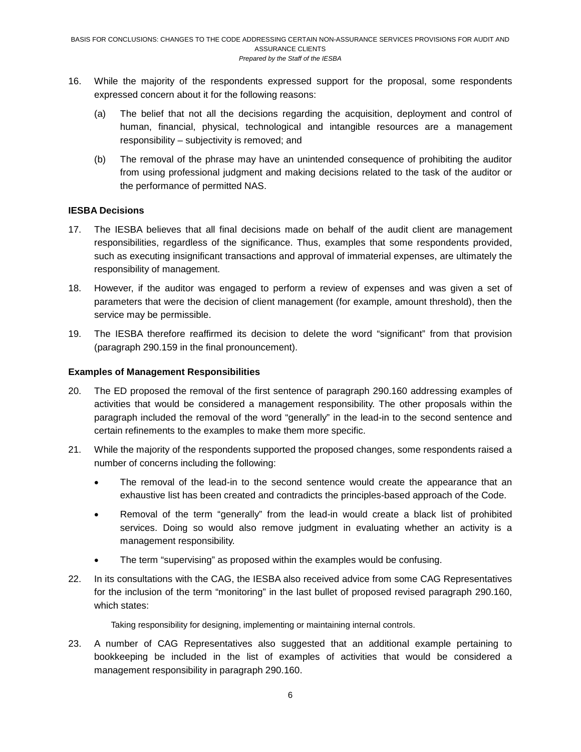16. While the majority of the respondents expressed support for the proposal, some respondents expressed concern about it for the following reasons:

    (a) The belief that not all the decisions regarding the acquisition, deployment and control of human, financial, physical, technological and intangible resources are a management responsibility – subjectivity is removed; and

    (b) The removal of the phrase may have an unintended consequence of prohibiting the auditor from using professional judgment and making decisions related to the task of the auditor or the performance of permitted NAS.

**IESBA Decisions**

17. The IESBA believes that all final decisions made on behalf of the audit client are management responsibilities, regardless of the significance. Thus, examples that some respondents provided, such as executing insignificant transactions and approval of immaterial expenses, are ultimately the responsibility of management.

18. However, if the auditor was engaged to perform a review of expenses and was given a set of parameters that were the decision of client management (for example, amount threshold), then the service may be permissible.

19. The IESBA therefore reaffirmed its decision to delete the word "significant" from that provision (paragraph 290.159 in the final pronouncement).

**Examples of Management Responsibilities**

20. The ED proposed the removal of the first sentence of paragraph 290.160 addressing examples of activities that would be considered a management responsibility. The other proposals within the paragraph included the removal of the word "generally" in the lead-in to the second sentence and certain refinements to the examples to make them more specific.

21. While the majority of the respondents supported the proposed changes, some respondents raised a number of concerns including the following:

    - The removal of the lead-in to the second sentence would create the appearance that an exhaustive list has been created and contradicts the principles-based approach of the Code.
    - Removal of the term "generally" from the lead-in would create a black list of prohibited services. Doing so would also remove judgment in evaluating whether an activity is a management responsibility.
    - The term "supervising" as proposed within the examples would be confusing.

22. In its consultations with the CAG, the IESBA also received advice from some CAG Representatives for the inclusion of the term "monitoring" in the last bullet of proposed revised paragraph 290.160, which states:

    > Taking responsibility for designing, implementing or maintaining internal controls.

23. A number of CAG Representatives also suggested that an additional example pertaining to bookkeeping be included in the list of examples of activities that would be considered a management responsibility in paragraph 290.160.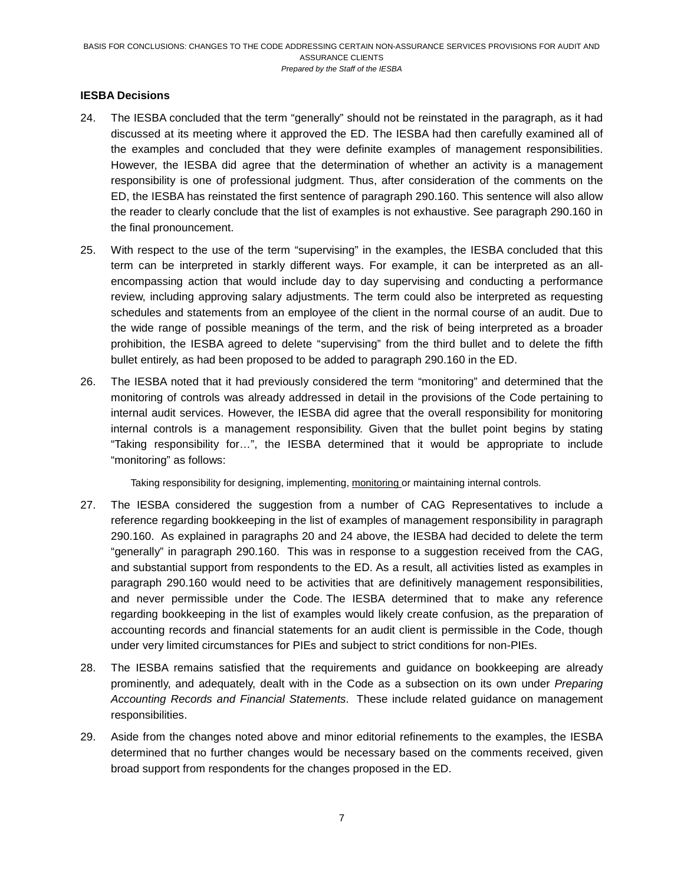### IESBA Decisions

24. The IESBA concluded that the term "generally" should not be reinstated in the paragraph, as it had discussed at its meeting where it approved the ED. The IESBA had then carefully examined all of the examples and concluded that they were definite examples of management responsibilities. However, the IESBA did agree that the determination of whether an activity is a management responsibility is one of professional judgment. Thus, after consideration of the comments on the ED, the IESBA has reinstated the first sentence of paragraph 290.160. This sentence will also allow the reader to clearly conclude that the list of examples is not exhaustive. See paragraph 290.160 in the final pronouncement.

25. With respect to the use of the term "supervising" in the examples, the IESBA concluded that this term can be interpreted in starkly different ways. For example, it can be interpreted as an all-encompassing action that would include day to day supervising and conducting a performance review, including approving salary adjustments. The term could also be interpreted as requesting schedules and statements from an employee of the client in the normal course of an audit. Due to the wide range of possible meanings of the term, and the risk of being interpreted as a broader prohibition, the IESBA agreed to delete "supervising" from the third bullet and to delete the fifth bullet entirely, as had been proposed to be added to paragraph 290.160 in the ED.

26. The IESBA noted that it had previously considered the term "monitoring" and determined that the monitoring of controls was already addressed in detail in the provisions of the Code pertaining to internal audit services. However, the IESBA did agree that the overall responsibility for monitoring internal controls is a management responsibility. Given that the bullet point begins by stating "Taking responsibility for…", the IESBA determined that it would be appropriate to include "monitoring" as follows:

    Taking responsibility for designing, implementing, <u>monitoring</u> or maintaining internal controls.

27. The IESBA considered the suggestion from a number of CAG Representatives to include a reference regarding bookkeeping in the list of examples of management responsibility in paragraph 290.160. As explained in paragraphs 20 and 24 above, the IESBA had decided to delete the term "generally" in paragraph 290.160. This was in response to a suggestion received from the CAG, and substantial support from respondents to the ED. As a result, all activities listed as examples in paragraph 290.160 would need to be activities that are definitively management responsibilities, and never permissible under the Code. The IESBA determined that to make any reference regarding bookkeeping in the list of examples would likely create confusion, as the preparation of accounting records and financial statements for an audit client is permissible in the Code, though under very limited circumstances for PIEs and subject to strict conditions for non-PIEs.

28. The IESBA remains satisfied that the requirements and guidance on bookkeeping are already prominently, and adequately, dealt with in the Code as a subsection on its own under *Preparing Accounting Records and Financial Statements*. These include related guidance on management responsibilities.

29. Aside from the changes noted above and minor editorial refinements to the examples, the IESBA determined that no further changes would be necessary based on the comments received, given broad support from respondents for the changes proposed in the ED.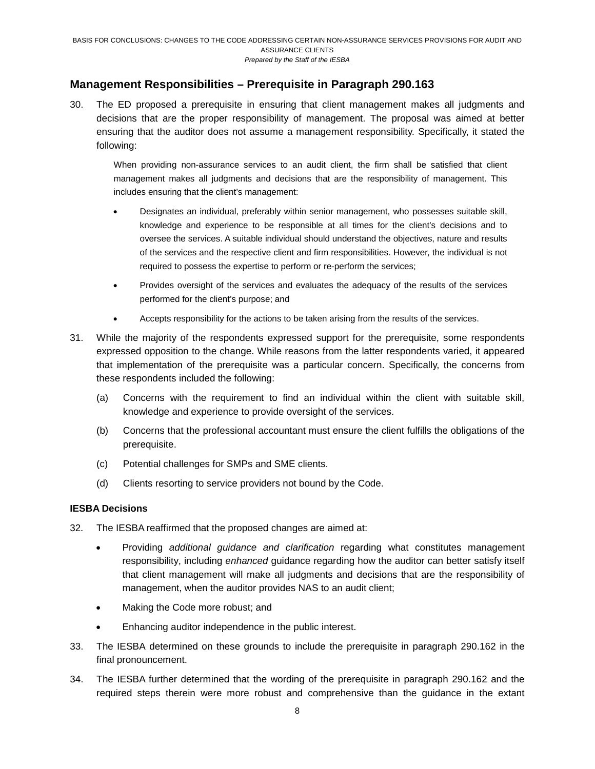## Management Responsibilities – Prerequisite in Paragraph 290.163

30. The ED proposed a prerequisite in ensuring that client management makes all judgments and decisions that are the proper responsibility of management. The proposal was aimed at better ensuring that the auditor does not assume a management responsibility. Specifically, it stated the following:

    When providing non-assurance services to an audit client, the firm shall be satisfied that client management makes all judgments and decisions that are the responsibility of management. This includes ensuring that the client's management:

    - Designates an individual, preferably within senior management, who possesses suitable skill, knowledge and experience to be responsible at all times for the client's decisions and to oversee the services. A suitable individual should understand the objectives, nature and results of the services and the respective client and firm responsibilities. However, the individual is not required to possess the expertise to perform or re-perform the services;
    - Provides oversight of the services and evaluates the adequacy of the results of the services performed for the client's purpose; and
    - Accepts responsibility for the actions to be taken arising from the results of the services.

31. While the majority of the respondents expressed support for the prerequisite, some respondents expressed opposition to the change. While reasons from the latter respondents varied, it appeared that implementation of the prerequisite was a particular concern. Specifically, the concerns from these respondents included the following:

    (a) Concerns with the requirement to find an individual within the client with suitable skill, knowledge and experience to provide oversight of the services.

    (b) Concerns that the professional accountant must ensure the client fulfills the obligations of the prerequisite.

    (c) Potential challenges for SMPs and SME clients.

    (d) Clients resorting to service providers not bound by the Code.

### IESBA Decisions

32. The IESBA reaffirmed that the proposed changes are aimed at:

    - Providing *additional guidance and clarification* regarding what constitutes management responsibility, including *enhanced* guidance regarding how the auditor can better satisfy itself that client management will make all judgments and decisions that are the responsibility of management, when the auditor provides NAS to an audit client;
    - Making the Code more robust; and
    - Enhancing auditor independence in the public interest.

33. The IESBA determined on these grounds to include the prerequisite in paragraph 290.162 in the final pronouncement.

34. The IESBA further determined that the wording of the prerequisite in paragraph 290.162 and the required steps therein were more robust and comprehensive than the guidance in the extant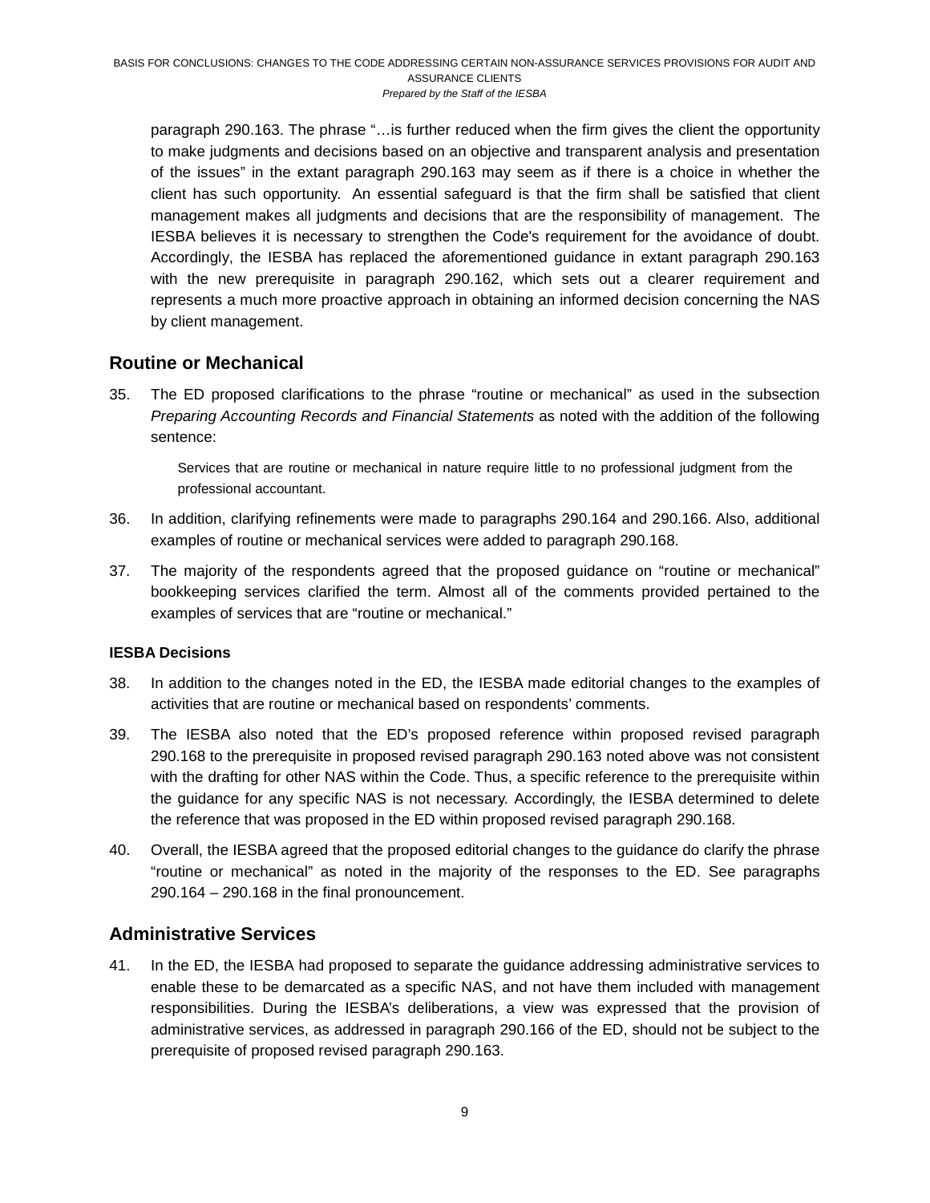paragraph 290.163. The phrase "…is further reduced when the firm gives the client the opportunity to make judgments and decisions based on an objective and transparent analysis and presentation of the issues" in the extant paragraph 290.163 may seem as if there is a choice in whether the client has such opportunity. An essential safeguard is that the firm shall be satisfied that client management makes all judgments and decisions that are the responsibility of management. The IESBA believes it is necessary to strengthen the Code's requirement for the avoidance of doubt. Accordingly, the IESBA has replaced the aforementioned guidance in extant paragraph 290.163 with the new prerequisite in paragraph 290.162, which sets out a clearer requirement and represents a much more proactive approach in obtaining an informed decision concerning the NAS by client management.

## Routine or Mechanical

35. The ED proposed clarifications to the phrase "routine or mechanical" as used in the subsection *Preparing Accounting Records and Financial Statements* as noted with the addition of the following sentence:

    > Services that are routine or mechanical in nature require little to no professional judgment from the professional accountant.

36. In addition, clarifying refinements were made to paragraphs 290.164 and 290.166. Also, additional examples of routine or mechanical services were added to paragraph 290.168.

37. The majority of the respondents agreed that the proposed guidance on "routine or mechanical" bookkeeping services clarified the term. Almost all of the comments provided pertained to the examples of services that are "routine or mechanical."

### IESBA Decisions

38. In addition to the changes noted in the ED, the IESBA made editorial changes to the examples of activities that are routine or mechanical based on respondents' comments.

39. The IESBA also noted that the ED's proposed reference within proposed revised paragraph 290.168 to the prerequisite in proposed revised paragraph 290.163 noted above was not consistent with the drafting for other NAS within the Code. Thus, a specific reference to the prerequisite within the guidance for any specific NAS is not necessary. Accordingly, the IESBA determined to delete the reference that was proposed in the ED within proposed revised paragraph 290.168.

40. Overall, the IESBA agreed that the proposed editorial changes to the guidance do clarify the phrase "routine or mechanical" as noted in the majority of the responses to the ED. See paragraphs 290.164 – 290.168 in the final pronouncement.

## Administrative Services

41. In the ED, the IESBA had proposed to separate the guidance addressing administrative services to enable these to be demarcated as a specific NAS, and not have them included with management responsibilities. During the IESBA's deliberations, a view was expressed that the provision of administrative services, as addressed in paragraph 290.166 of the ED, should not be subject to the prerequisite of proposed revised paragraph 290.163.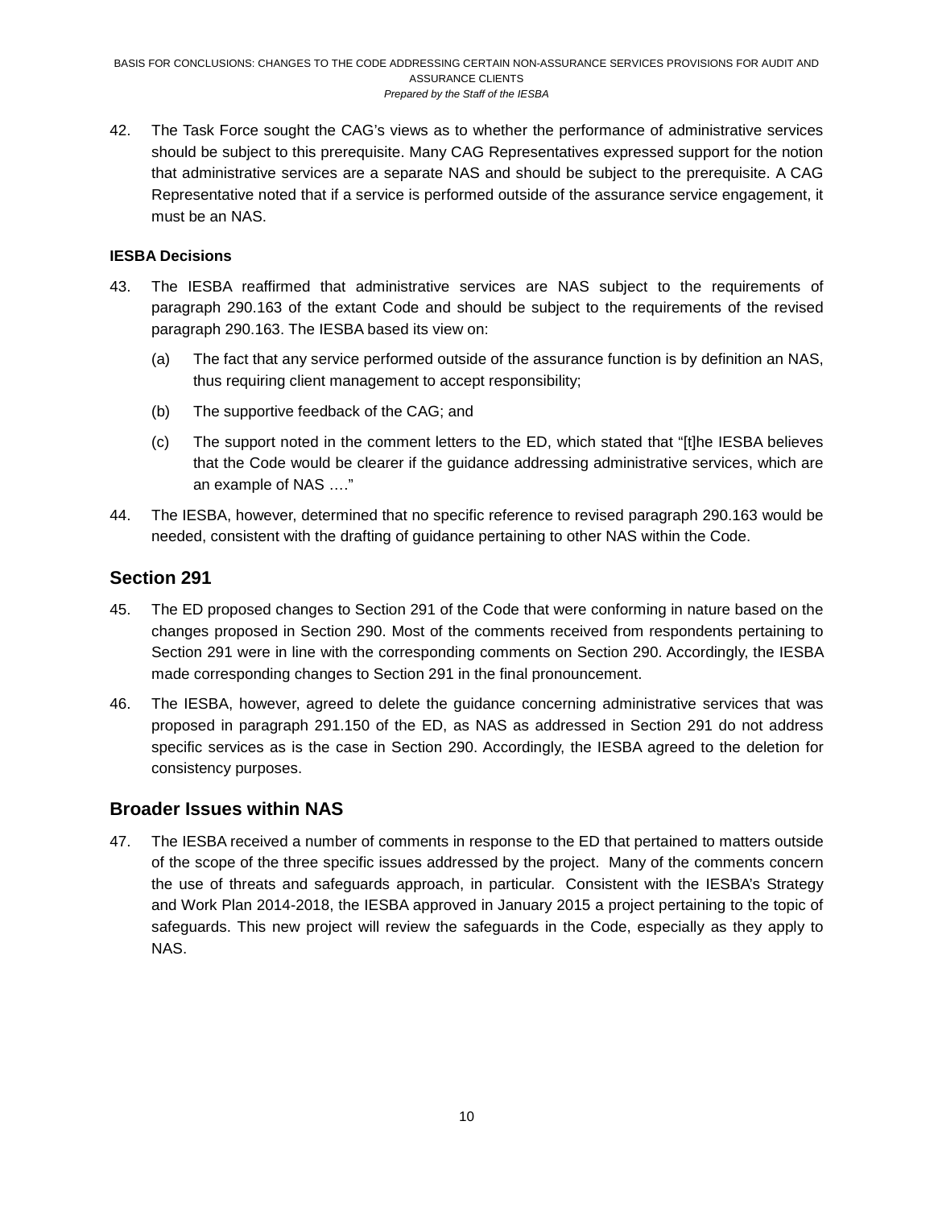42. The Task Force sought the CAG's views as to whether the performance of administrative services should be subject to this prerequisite. Many CAG Representatives expressed support for the notion that administrative services are a separate NAS and should be subject to the prerequisite. A CAG Representative noted that if a service is performed outside of the assurance service engagement, it must be an NAS.

**IESBA Decisions**

43. The IESBA reaffirmed that administrative services are NAS subject to the requirements of paragraph 290.163 of the extant Code and should be subject to the requirements of the revised paragraph 290.163. The IESBA based its view on:

    (a) The fact that any service performed outside of the assurance function is by definition an NAS, thus requiring client management to accept responsibility;

    (b) The supportive feedback of the CAG; and

    (c) The support noted in the comment letters to the ED, which stated that "[t]he IESBA believes that the Code would be clearer if the guidance addressing administrative services, which are an example of NAS …."

44. The IESBA, however, determined that no specific reference to revised paragraph 290.163 would be needed, consistent with the drafting of guidance pertaining to other NAS within the Code.

## Section 291

45. The ED proposed changes to Section 291 of the Code that were conforming in nature based on the changes proposed in Section 290. Most of the comments received from respondents pertaining to Section 291 were in line with the corresponding comments on Section 290. Accordingly, the IESBA made corresponding changes to Section 291 in the final pronouncement.

46. The IESBA, however, agreed to delete the guidance concerning administrative services that was proposed in paragraph 291.150 of the ED, as NAS as addressed in Section 291 do not address specific services as is the case in Section 290. Accordingly, the IESBA agreed to the deletion for consistency purposes.

## Broader Issues within NAS

47. The IESBA received a number of comments in response to the ED that pertained to matters outside of the scope of the three specific issues addressed by the project. Many of the comments concern the use of threats and safeguards approach, in particular. Consistent with the IESBA's Strategy and Work Plan 2014-2018, the IESBA approved in January 2015 a project pertaining to the topic of safeguards. This new project will review the safeguards in the Code, especially as they apply to NAS.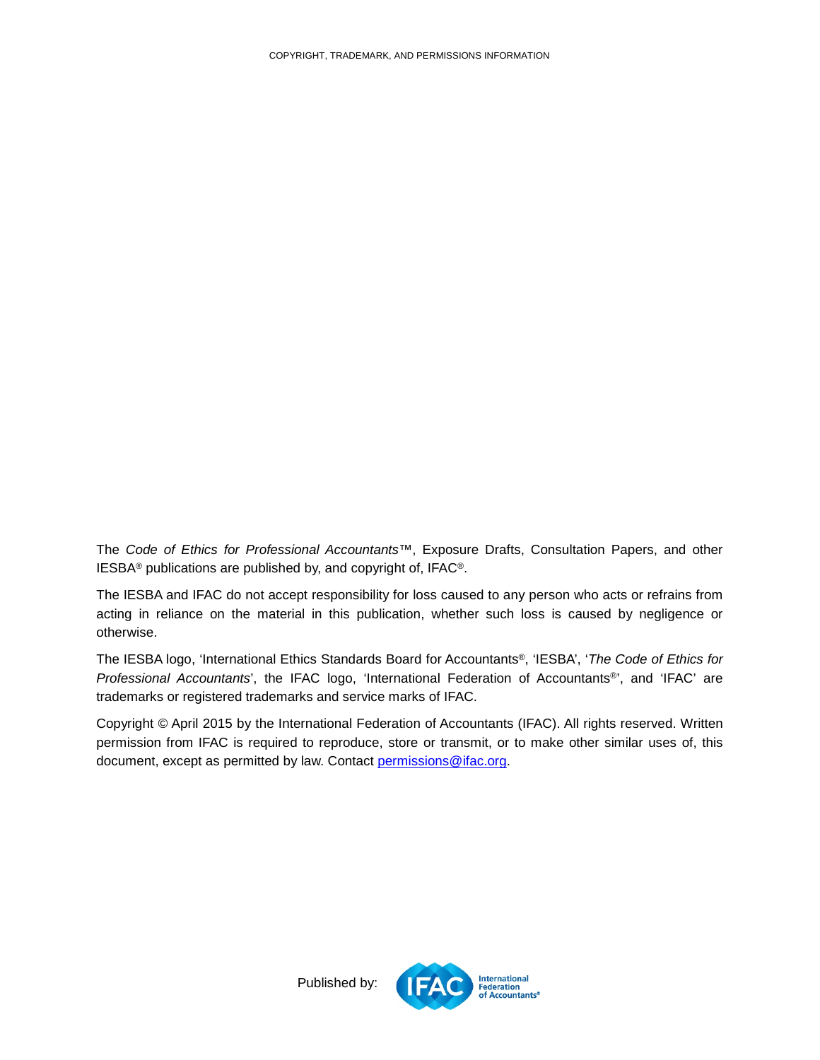COPYRIGHT, TRADEMARK, AND PERMISSIONS INFORMATION

The *Code of Ethics for Professional Accountants*™, Exposure Drafts, Consultation Papers, and other IESBA® publications are published by, and copyright of, IFAC®.

The IESBA and IFAC do not accept responsibility for loss caused to any person who acts or refrains from acting in reliance on the material in this publication, whether such loss is caused by negligence or otherwise.

The IESBA logo, 'International Ethics Standards Board for Accountants®, 'IESBA', '*The Code of Ethics for Professional Accountants*', the IFAC logo, 'International Federation of Accountants®', and 'IFAC' are trademarks or registered trademarks and service marks of IFAC.

Copyright © April 2015 by the International Federation of Accountants (IFAC). All rights reserved. Written permission from IFAC is required to reproduce, store or transmit, or to make other similar uses of, this document, except as permitted by law. Contact permissions@ifac.org.

Published by: IFAC International Federation of Accountants®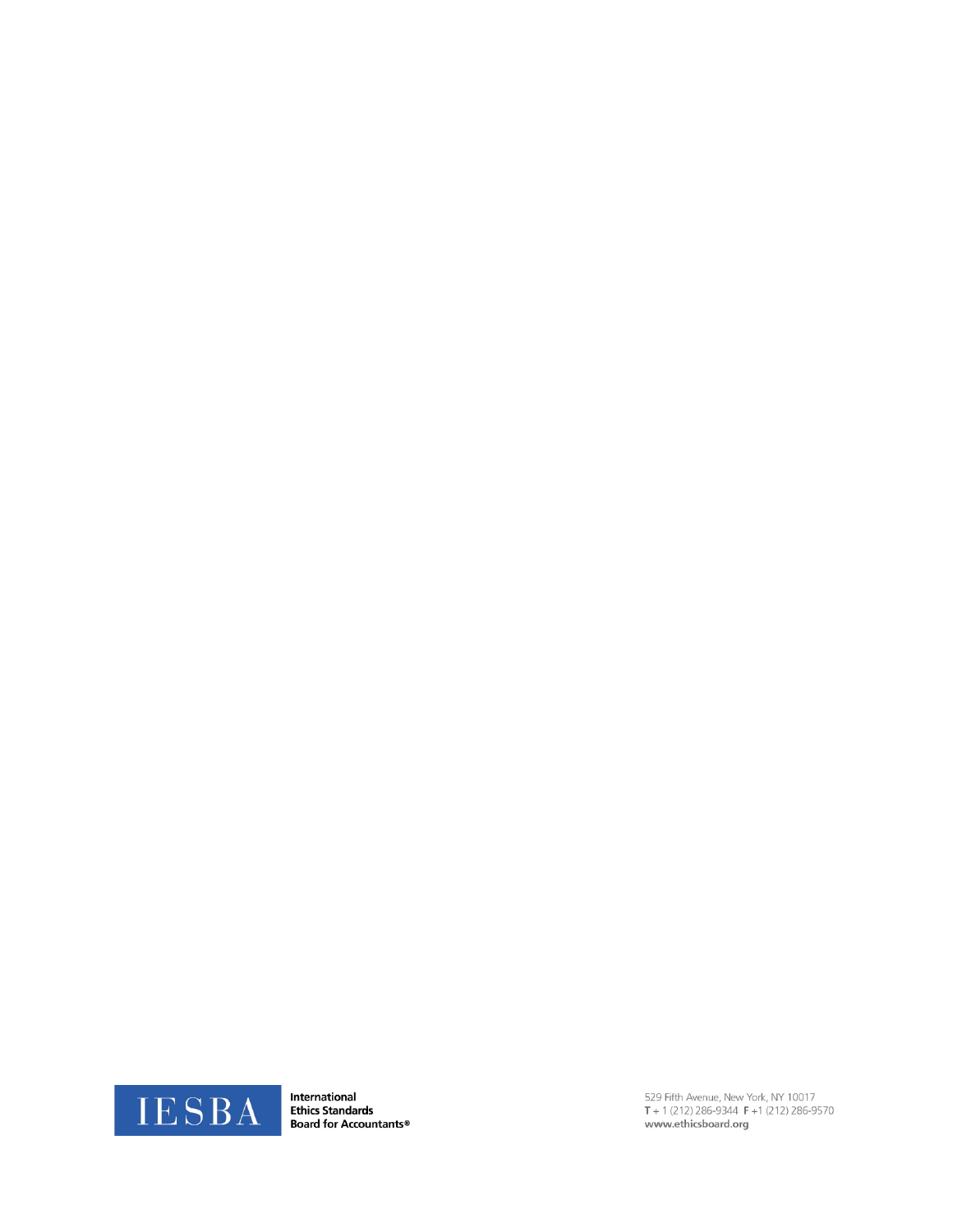IESBA

**International Ethics Standards Board for Accountants®**

529 Fifth Avenue, New York, NY 10017
**T** + 1 (212) 286-9344 **F** +1 (212) 286-9570
**www.ethicsboard.org**